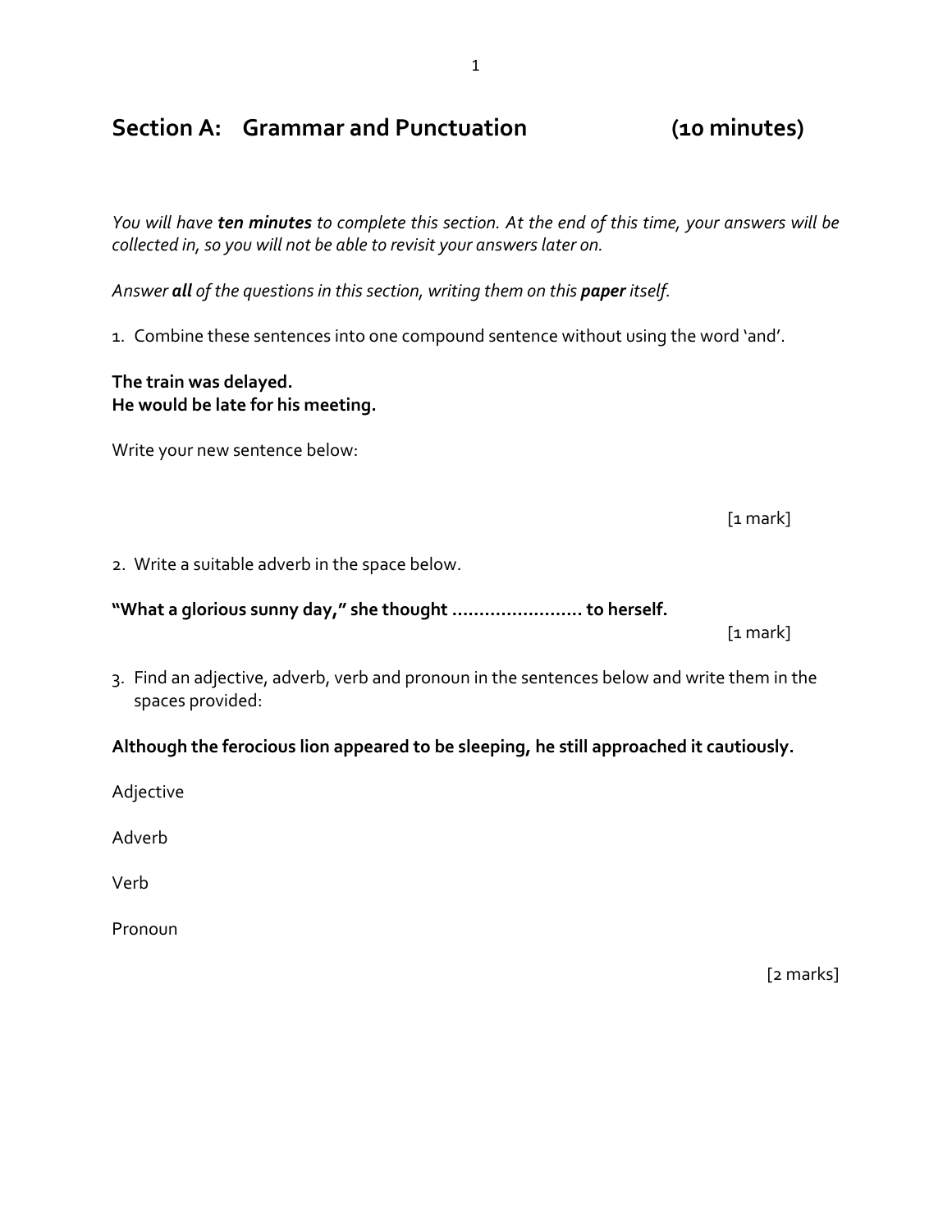## Section A: Grammar and Punctuation (10 minutes)

*You will have **ten minutes** to complete this section. At the end of this time, your answers will be collected in, so you will not be able to revisit your answers later on.*

*Answer **all** of the questions in this section, writing them on this **paper** itself.*

1. Combine these sentences into one compound sentence without using the word 'and'.

**The train was delayed.**
**He would be late for his meeting.**

Write your new sentence below:

[1 mark]

2. Write a suitable adverb in the space below.

**"What a glorious sunny day," she thought ........................ to herself.**

[1 mark]

3. Find an adjective, adverb, verb and pronoun in the sentences below and write them in the spaces provided:

**Although the ferocious lion appeared to be sleeping, he still approached it cautiously.**

Adjective

Adverb

Verb

Pronoun

[2 marks]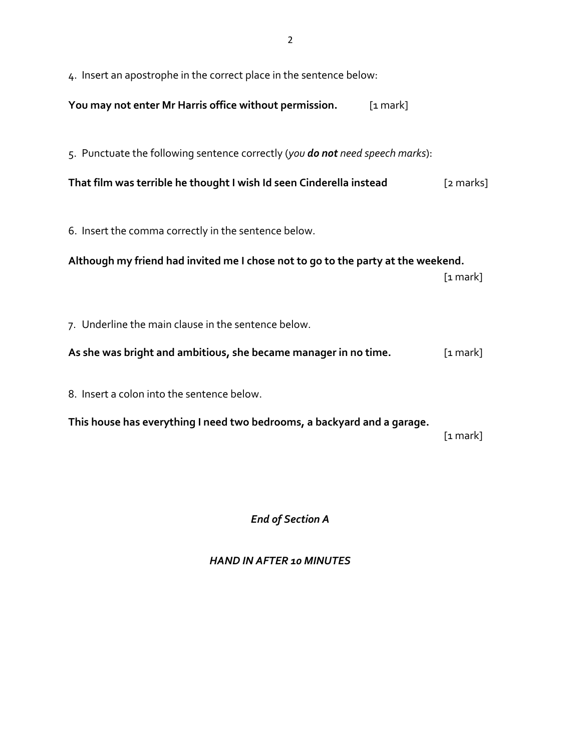4. Insert an apostrophe in the correct place in the sentence below:

**You may not enter Mr Harris office without permission.** [1 mark]

5. Punctuate the following sentence correctly (*you **do not** need speech marks*):

**That film was terrible he thought I wish Id seen Cinderella instead** [2 marks]

6. Insert the comma correctly in the sentence below.

**Although my friend had invited me I chose not to go to the party at the weekend.**

[1 mark]

7. Underline the main clause in the sentence below.

**As she was bright and ambitious, she became manager in no time.** [1 mark]

8. Insert a colon into the sentence below.

**This house has everything I need two bedrooms, a backyard and a garage.**

[1 mark]

***End of Section A***

***HAND IN AFTER 10 MINUTES***